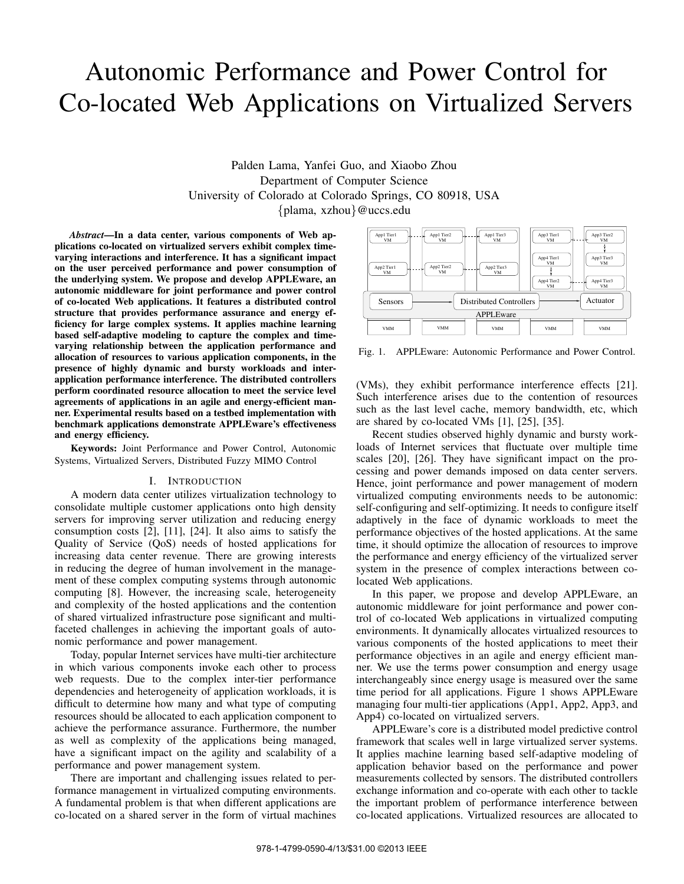# Autonomic Performance and Power Control for Co-located Web Applications on Virtualized Servers

Palden Lama, Yanfei Guo, and Xiaobo Zhou
Department of Computer Science
University of Colorado at Colorado Springs, CO 80918, USA
{plama, xzhou}@uccs.edu

***Abstract*—In a data center, various components of Web applications co-located on virtualized servers exhibit complex time-varying interactions and interference. It has a significant impact on the user perceived performance and power consumption of the underlying system. We propose and develop APPLEware, an autonomic middleware for joint performance and power control of co-located Web applications. It features a distributed control structure that provides performance assurance and energy efficiency for large complex systems. It applies machine learning based self-adaptive modeling to capture the complex and time-varying relationship between the application performance and allocation of resources to various application components, in the presence of highly dynamic and bursty workloads and inter-application performance interference. The distributed controllers perform coordinated resource allocation to meet the service level agreements of applications in an agile and energy-efficient manner. Experimental results based on a testbed implementation with benchmark applications demonstrate APPLEware's effectiveness and energy efficiency.**

**Keywords:** Joint Performance and Power Control, Autonomic Systems, Virtualized Servers, Distributed Fuzzy MIMO Control

## I. Introduction

A modern data center utilizes virtualization technology to consolidate multiple customer applications onto high density servers for improving server utilization and reducing energy consumption costs [2], [11], [24]. It also aims to satisfy the Quality of Service (QoS) needs of hosted applications for increasing data center revenue. There are growing interests in reducing the degree of human involvement in the management of these complex computing systems through autonomic computing [8]. However, the increasing scale, heterogeneity and complexity of the hosted applications and the contention of shared virtualized infrastructure pose significant and multi-faceted challenges in achieving the important goals of autonomic performance and power management.

Today, popular Internet services have multi-tier architecture in which various components invoke each other to process web requests. Due to the complex inter-tier performance dependencies and heterogeneity of application workloads, it is difficult to determine how many and what type of computing resources should be allocated to each application component to achieve the performance assurance. Furthermore, the number as well as complexity of the applications being managed, have a significant impact on the agility and scalability of a performance and power management system.

There are important and challenging issues related to performance management in virtualized computing environments. A fundamental problem is that when different applications are co-located on a shared server in the form of virtual machines (VMs), they exhibit performance interference effects [21]. Such interference arises due to the contention of resources such as the last level cache, memory bandwidth, etc, which are shared by co-located VMs [1], [25], [35].

App1 Tier1 VM
App1 Tier2 VM
App1 Tier3 VM
App2 Tier1 VM
App2 Tier2 VM
App2 Tier3 VM
App3 Tier1 VM
App4 Tier1 VM
App4 Tier2 VM
App3 Tier2 VM
App3 Tier3 VM
App4 Tier3 VM
Sensors
Distributed Controllers
Actuator
APPLEware
VMM
VMM
VMM
VMM
VMM

Fig. 1. APPLEware: Autonomic Performance and Power Control.

Recent studies observed highly dynamic and bursty workloads of Internet services that fluctuate over multiple time scales [20], [26]. They have significant impact on the processing and power demands imposed on data center servers. Hence, joint performance and power management of modern virtualized computing environments needs to be autonomic: self-configuring and self-optimizing. It needs to configure itself adaptively in the face of dynamic workloads to meet the performance objectives of the hosted applications. At the same time, it should optimize the allocation of resources to improve the performance and energy efficiency of the virtualized server system in the presence of complex interactions between co-located Web applications.

In this paper, we propose and develop APPLEware, an autonomic middleware for joint performance and power control of co-located Web applications in virtualized computing environments. It dynamically allocates virtualized resources to various components of the hosted applications to meet their performance objectives in an agile and energy efficient manner. We use the terms power consumption and energy usage interchangeably since energy usage is measured over the same time period for all applications. Figure 1 shows APPLEware managing four multi-tier applications (App1, App2, App3, and App4) co-located on virtualized servers.

APPLEware's core is a distributed model predictive control framework that scales well in large virtualized server systems. It applies machine learning based self-adaptive modeling of application behavior based on the performance and power measurements collected by sensors. The distributed controllers exchange information and co-operate with each other to tackle the important problem of performance interference between co-located applications. Virtualized resources are allocated to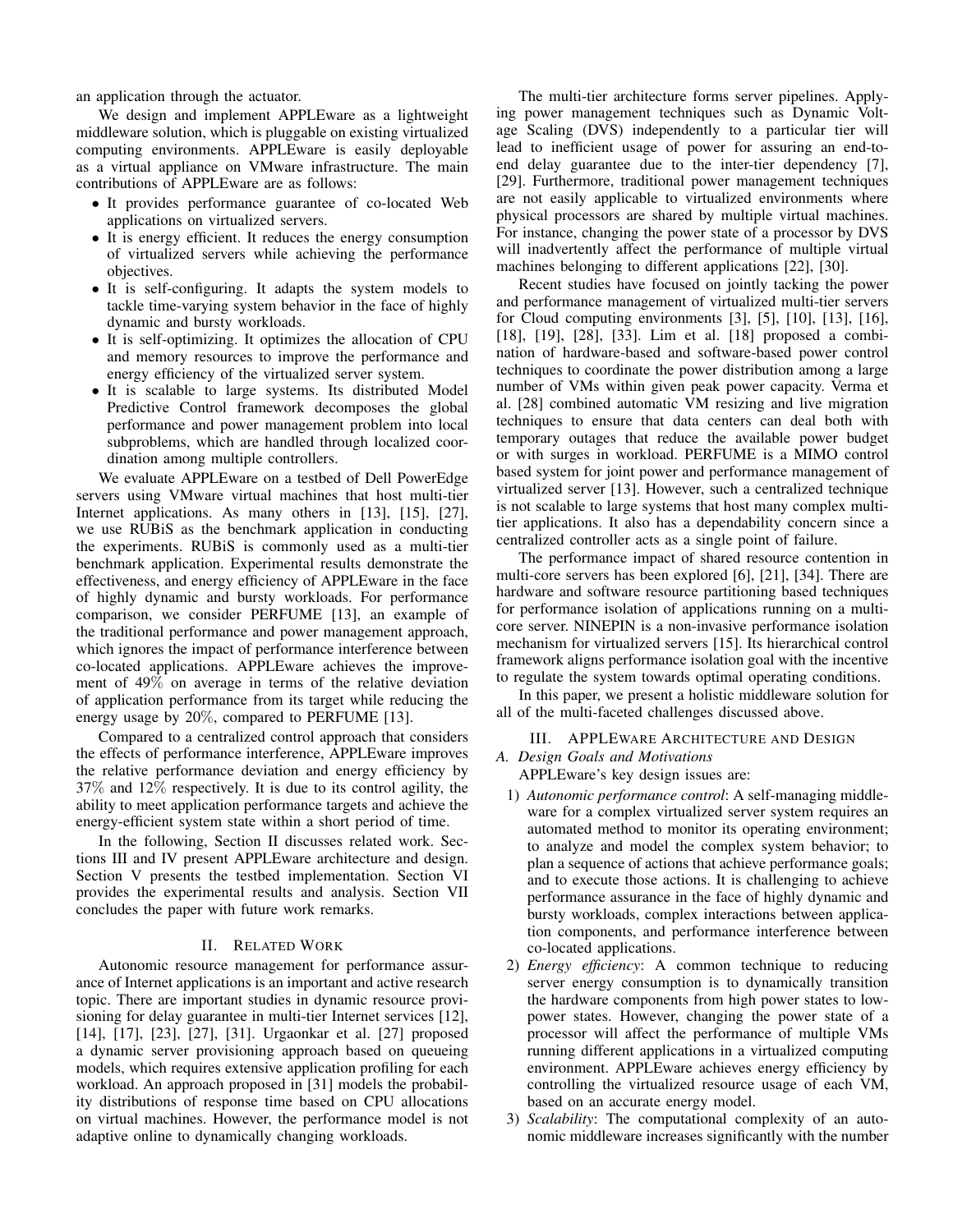an application through the actuator.

We design and implement APPLEware as a lightweight middleware solution, which is pluggable on existing virtualized computing environments. APPLEware is easily deployable as a virtual appliance on VMware infrastructure. The main contributions of APPLEware are as follows:

- It provides performance guarantee of co-located Web applications on virtualized servers.
- It is energy efficient. It reduces the energy consumption of virtualized servers while achieving the performance objectives.
- It is self-configuring. It adapts the system models to tackle time-varying system behavior in the face of highly dynamic and bursty workloads.
- It is self-optimizing. It optimizes the allocation of CPU and memory resources to improve the performance and energy efficiency of the virtualized server system.
- It is scalable to large systems. Its distributed Model Predictive Control framework decomposes the global performance and power management problem into local subproblems, which are handled through localized coordination among multiple controllers.

We evaluate APPLEware on a testbed of Dell PowerEdge servers using VMware virtual machines that host multi-tier Internet applications. As many others in [13], [15], [27], we use RUBiS as the benchmark application in conducting the experiments. RUBiS is commonly used as a multi-tier benchmark application. Experimental results demonstrate the effectiveness, and energy efficiency of APPLEware in the face of highly dynamic and bursty workloads. For performance comparison, we consider PERFUME [13], an example of the traditional performance and power management approach, which ignores the impact of performance interference between co-located applications. APPLEware achieves the improvement of 49% on average in terms of the relative deviation of application performance from its target while reducing the energy usage by 20%, compared to PERFUME [13].

Compared to a centralized control approach that considers the effects of performance interference, APPLEware improves the relative performance deviation and energy efficiency by 37% and 12% respectively. It is due to its control agility, the ability to meet application performance targets and achieve the energy-efficient system state within a short period of time.

In the following, Section II discusses related work. Sections III and IV present APPLEware architecture and design. Section V presents the testbed implementation. Section VI provides the experimental results and analysis. Section VII concludes the paper with future work remarks.

## II. Related Work

Autonomic resource management for performance assurance of Internet applications is an important and active research topic. There are important studies in dynamic resource provisioning for delay guarantee in multi-tier Internet services [12], [14], [17], [23], [27], [31]. Urgaonkar et al. [27] proposed a dynamic server provisioning approach based on queueing models, which requires extensive application profiling for each workload. An approach proposed in [31] models the probability distributions of response time based on CPU allocations on virtual machines. However, the performance model is not adaptive online to dynamically changing workloads.

The multi-tier architecture forms server pipelines. Applying power management techniques such as Dynamic Voltage Scaling (DVS) independently to a particular tier will lead to inefficient usage of power for assuring an end-to-end delay guarantee due to the inter-tier dependency [7], [29]. Furthermore, traditional power management techniques are not easily applicable to virtualized environments where physical processors are shared by multiple virtual machines. For instance, changing the power state of a processor by DVS will inadvertently affect the performance of multiple virtual machines belonging to different applications [22], [30].

Recent studies have focused on jointly tacking the power and performance management of virtualized multi-tier servers for Cloud computing environments [3], [5], [10], [13], [16], [18], [19], [28], [33]. Lim et al. [18] proposed a combination of hardware-based and software-based power control techniques to coordinate the power distribution among a large number of VMs within given peak power capacity. Verma et al. [28] combined automatic VM resizing and live migration techniques to ensure that data centers can deal both with temporary outages that reduce the available power budget or with surges in workload. PERFUME is a MIMO control based system for joint power and performance management of virtualized server [13]. However, such a centralized technique is not scalable to large systems that host many complex multi-tier applications. It also has a dependability concern since a centralized controller acts as a single point of failure.

The performance impact of shared resource contention in multi-core servers has been explored [6], [21], [34]. There are hardware and software resource partitioning based techniques for performance isolation of applications running on a multi-core server. NINEPIN is a non-invasive performance isolation mechanism for virtualized servers [15]. Its hierarchical control framework aligns performance isolation goal with the incentive to regulate the system towards optimal operating conditions.

In this paper, we present a holistic middleware solution for all of the multi-faceted challenges discussed above.

## III. APPLEware Architecture and Design

### A. Design Goals and Motivations

APPLEware's key design issues are:

1) *Autonomic performance control*: A self-managing middleware for a complex virtualized server system requires an automated method to monitor its operating environment; to analyze and model the complex system behavior; to plan a sequence of actions that achieve performance goals; and to execute those actions. It is challenging to achieve performance assurance in the face of highly dynamic and bursty workloads, complex interactions between application components, and performance interference between co-located applications.
2) *Energy efficiency*: A common technique to reducing server energy consumption is to dynamically transition the hardware components from high power states to low-power states. However, changing the power state of a processor will affect the performance of multiple VMs running different applications in a virtualized computing environment. APPLEware achieves energy efficiency by controlling the virtualized resource usage of each VM, based on an accurate energy model.
3) *Scalability*: The computational complexity of an autonomic middleware increases significantly with the number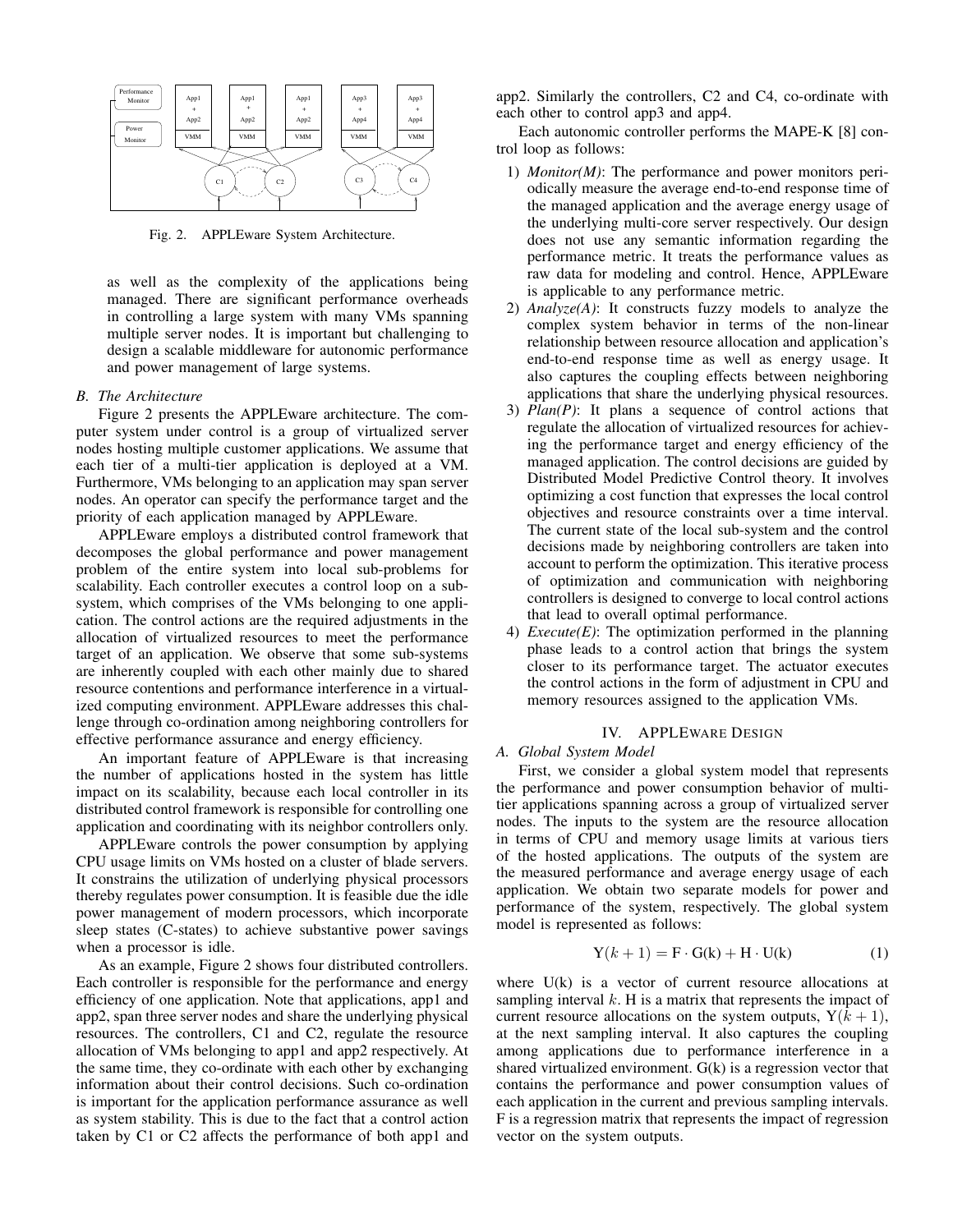Performance Monitor

Power Monitor

App1 + App2 VMM

App1 + App2 VMM

App1 + App2 VMM

App3 + App4 VMM

App3 + App4 VMM

C1 C2 C3 C4

Fig. 2. APPLEware System Architecture.

as well as the complexity of the applications being managed. There are significant performance overheads in controlling a large system with many VMs spanning multiple server nodes. It is important but challenging to design a scalable middleware for autonomic performance and power management of large systems.

### B. The Architecture

Figure 2 presents the APPLEware architecture. The computer system under control is a group of virtualized server nodes hosting multiple customer applications. We assume that each tier of a multi-tier application is deployed at a VM. Furthermore, VMs belonging to an application may span server nodes. An operator can specify the performance target and the priority of each application managed by APPLEware.

APPLEware employs a distributed control framework that decomposes the global performance and power management problem of the entire system into local sub-problems for scalability. Each controller executes a control loop on a subsystem, which comprises of the VMs belonging to one application. The control actions are the required adjustments in the allocation of virtualized resources to meet the performance target of an application. We observe that some sub-systems are inherently coupled with each other mainly due to shared resource contentions and performance interference in a virtualized computing environment. APPLEware addresses this challenge through co-ordination among neighboring controllers for effective performance assurance and energy efficiency.

An important feature of APPLEware is that increasing the number of applications hosted in the system has little impact on its scalability, because each local controller in its distributed control framework is responsible for controlling one application and coordinating with its neighbor controllers only.

APPLEware controls the power consumption by applying CPU usage limits on VMs hosted on a cluster of blade servers. It constrains the utilization of underlying physical processors thereby regulates power consumption. It is feasible due the idle power management of modern processors, which incorporate sleep states (C-states) to achieve substantive power savings when a processor is idle.

As an example, Figure 2 shows four distributed controllers. Each controller is responsible for the performance and energy efficiency of one application. Note that applications, app1 and app2, span three server nodes and share the underlying physical resources. The controllers, C1 and C2, regulate the resource allocation of VMs belonging to app1 and app2 respectively. At the same time, they co-ordinate with each other by exchanging information about their control decisions. Such co-ordination is important for the application performance assurance as well as system stability. This is due to the fact that a control action taken by C1 or C2 affects the performance of both app1 and app2. Similarly the controllers, C2 and C4, co-ordinate with each other to control app3 and app4.

Each autonomic controller performs the MAPE-K [8] control loop as follows:

1) *Monitor(M)*: The performance and power monitors periodically measure the average end-to-end response time of the managed application and the average energy usage of the underlying multi-core server respectively. Our design does not use any semantic information regarding the performance metric. It treats the performance values as raw data for modeling and control. Hence, APPLEware is applicable to any performance metric.
2) *Analyze(A)*: It constructs fuzzy models to analyze the complex system behavior in terms of the non-linear relationship between resource allocation and application's end-to-end response time as well as energy usage. It also captures the coupling effects between neighboring applications that share the underlying physical resources.
3) *Plan(P)*: It plans a sequence of control actions that regulate the allocation of virtualized resources for achieving the performance target and energy efficiency of the managed application. The control decisions are guided by Distributed Model Predictive Control theory. It involves optimizing a cost function that expresses the local control objectives and resource constraints over a time interval. The current state of the local sub-system and the control decisions made by neighboring controllers are taken into account to perform the optimization. This iterative process of optimization and communication with neighboring controllers is designed to converge to local control actions that lead to overall optimal performance.
4) *Execute(E)*: The optimization performed in the planning phase leads to a control action that brings the system closer to its performance target. The actuator executes the control actions in the form of adjustment in CPU and memory resources assigned to the application VMs.

## IV. APPLEware Design

### A. Global System Model

First, we consider a global system model that represents the performance and power consumption behavior of multi-tier applications spanning across a group of virtualized server nodes. The inputs to the system are the resource allocation in terms of CPU and memory usage limits at various tiers of the hosted applications. The outputs of the system are the measured performance and average energy usage of each application. We obtain two separate models for power and performance of the system, respectively. The global system model is represented as follows:

$$\mathrm{Y}(k+1) = \mathrm{F} \cdot \mathrm{G(k)} + \mathrm{H} \cdot \mathrm{U(k)} \tag{1}$$

where U(k) is a vector of current resource allocations at sampling interval $k$. H is a matrix that represents the impact of current resource allocations on the system outputs, $\mathrm{Y}(k+1)$, at the next sampling interval. It also captures the coupling among applications due to performance interference in a shared virtualized environment. G(k) is a regression vector that contains the performance and power consumption values of each application in the current and previous sampling intervals. F is a regression matrix that represents the impact of regression vector on the system outputs.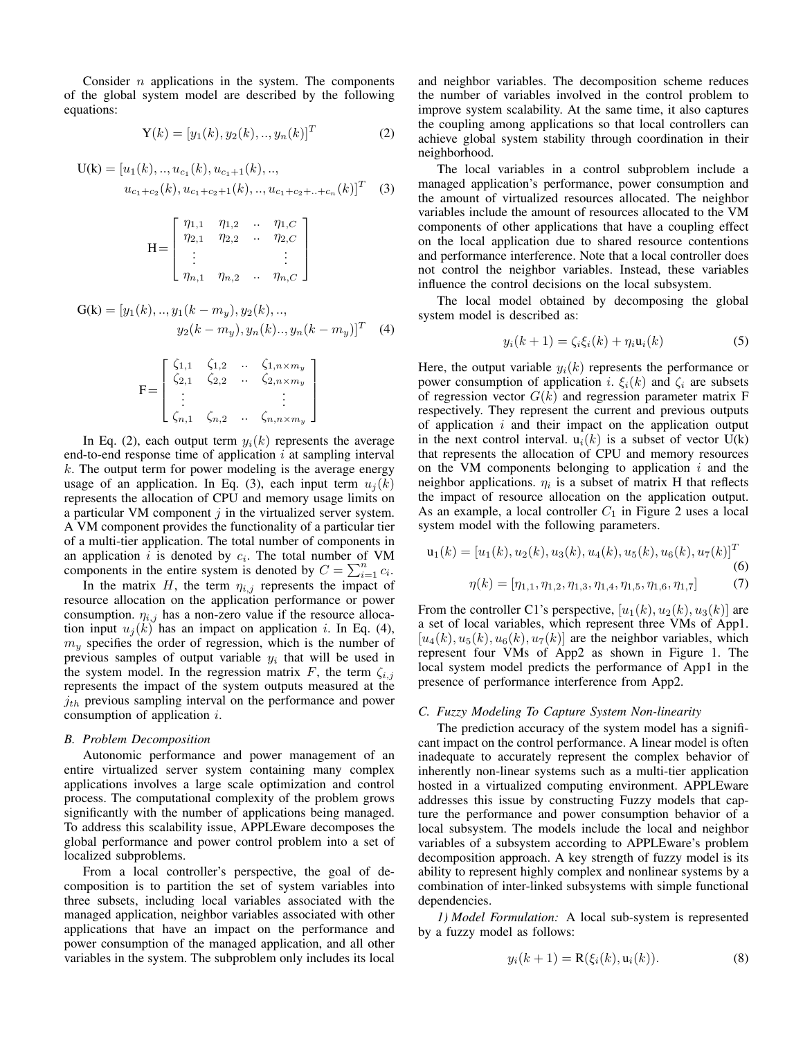Consider $n$ applications in the system. The components of the global system model are described by the following equations:

$$\mathrm{Y}(k) = [y_1(k), y_2(k), .., y_n(k)]^T \tag{2}$$

$$\mathrm{U(k)} = [u_1(k), .., u_{c_1}(k), u_{c_1+1}(k), .., u_{c_1+c_2}(k), u_{c_1+c_2+1}(k), .., u_{c_1+c_2+..+c_n}(k)]^T \tag{3}$$

$$\mathrm{H} = \begin{bmatrix} \eta_{1,1} & \eta_{1,2} & .. & \eta_{1,C} \\ \eta_{2,1} & \eta_{2,2} & .. & \eta_{2,C} \\ \vdots & & & \vdots \\ \eta_{n,1} & \eta_{n,2} & .. & \eta_{n,C} \end{bmatrix}$$

$$\mathrm{G(k)} = [y_1(k), .., y_1(k - m_y), y_2(k), .., y_2(k - m_y), y_n(k) .., y_n(k - m_y)]^T \tag{4}$$

$$\mathrm{F} = \begin{bmatrix} \zeta_{1,1} & \zeta_{1,2} & .. & \zeta_{1,n \times m_y} \\ \zeta_{2,1} & \zeta_{2,2} & .. & \zeta_{2,n \times m_y} \\ \vdots & & & \vdots \\ \zeta_{n,1} & \zeta_{n,2} & .. & \zeta_{n,n \times m_y} \end{bmatrix}$$

In Eq. (2), each output term $y_i(k)$ represents the average end-to-end response time of application $i$ at sampling interval $k$. The output term for power modeling is the average energy usage of an application. In Eq. (3), each input term $u_j(k)$ represents the allocation of CPU and memory usage limits on a particular VM component $j$ in the virtualized server system. A VM component provides the functionality of a particular tier of a multi-tier application. The total number of components in an application $i$ is denoted by $c_i$. The total number of VM components in the entire system is denoted by $C = \sum_{i=1}^{n} c_i$.

In the matrix $H$, the term $\eta_{i,j}$ represents the impact of resource allocation on the application performance or power consumption. $\eta_{i,j}$ has a non-zero value if the resource allocation input $u_j(k)$ has an impact on application $i$. In Eq. (4), $m_y$ specifies the order of regression, which is the number of previous samples of output variable $y_i$ that will be used in the system model. In the regression matrix $F$, the term $\zeta_{i,j}$ represents the impact of the system outputs measured at the $j_{th}$ previous sampling interval on the performance and power consumption of application $i$.

### B. Problem Decomposition

Autonomic performance and power management of an entire virtualized server system containing many complex applications involves a large scale optimization and control process. The computational complexity of the problem grows significantly with the number of applications being managed. To address this scalability issue, APPLEware decomposes the global performance and power control problem into a set of localized subproblems.

From a local controller's perspective, the goal of decomposition is to partition the set of system variables into three subsets, including local variables associated with the managed application, neighbor variables associated with other applications that have an impact on the performance and power consumption of the managed application, and all other variables in the system. The subproblem only includes its local and neighbor variables. The decomposition scheme reduces the number of variables involved in the control problem to improve system scalability. At the same time, it also captures the coupling among applications so that local controllers can achieve global system stability through coordination in their neighborhood.

The local variables in a control subproblem include a managed application's performance, power consumption and the amount of virtualized resources allocated. The neighbor variables include the amount of resources allocated to the VM components of other applications that have a coupling effect on the local application due to shared resource contentions and performance interference. Note that a local controller does not control the neighbor variables. Instead, these variables influence the control decisions on the local subsystem.

The local model obtained by decomposing the global system model is described as:

$$y_i(k+1) = \zeta_i \xi_i(k) + \eta_i \mathrm{u}_i(k) \tag{5}$$

Here, the output variable $y_i(k)$ represents the performance or power consumption of application $i$. $\xi_i(k)$ and $\zeta_i$ are subsets of regression vector $G(k)$ and regression parameter matrix F respectively. They represent the current and previous outputs of application $i$ and their impact on the application output in the next control interval. $\mathrm{u}_i(k)$ is a subset of vector U(k) that represents the allocation of CPU and memory resources on the VM components belonging to application $i$ and the neighbor applications. $\eta_i$ is a subset of matrix H that reflects the impact of resource allocation on the application output. As an example, a local controller $C_1$ in Figure 2 uses a local system model with the following parameters.

$$\mathrm{u}_1(k) = [u_1(k), u_2(k), u_3(k), u_4(k), u_5(k), u_6(k), u_7(k)]^T \tag{6}$$

$$\eta(k) = [\eta_{1,1}, \eta_{1,2}, \eta_{1,3}, \eta_{1,4}, \eta_{1,5}, \eta_{1,6}, \eta_{1,7}] \tag{7}$$

From the controller C1's perspective, $[u_1(k), u_2(k), u_3(k)]$ are a set of local variables, which represent three VMs of App1. $[u_4(k), u_5(k), u_6(k), u_7(k)]$ are the neighbor variables, which represent four VMs of App2 as shown in Figure 1. The local system model predicts the performance of App1 in the presence of performance interference from App2.

### C. Fuzzy Modeling To Capture System Non-linearity

The prediction accuracy of the system model has a significant impact on the control performance. A linear model is often inadequate to accurately represent the complex behavior of inherently non-linear systems such as a multi-tier application hosted in a virtualized computing environment. APPLEware addresses this issue by constructing Fuzzy models that capture the performance and power consumption behavior of a local subsystem. The models include the local and neighbor variables of a subsystem according to APPLEware's problem decomposition approach. A key strength of fuzzy model is its ability to represent highly complex and nonlinear systems by a combination of inter-linked subsystems with simple functional dependencies.

*1) Model Formulation:* A local sub-system is represented by a fuzzy model as follows:

$$y_i(k+1) = \mathrm{R}(\xi_i(k), \mathrm{u}_i(k)). \tag{8}$$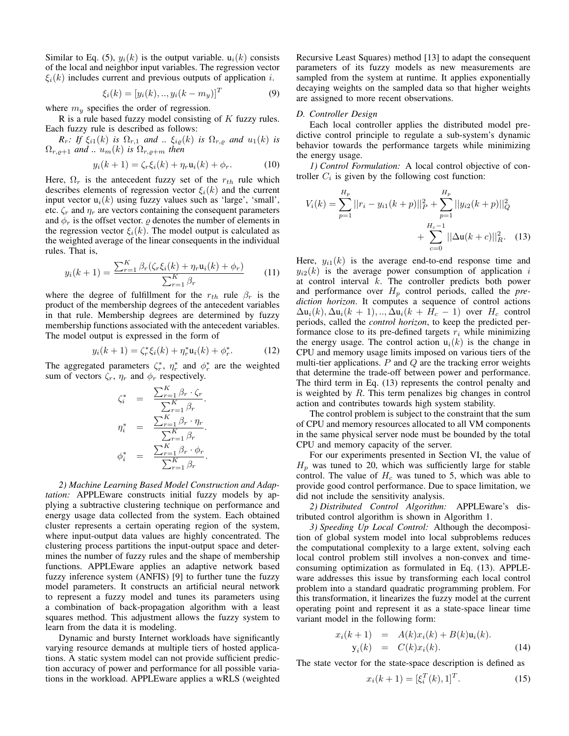Similar to Eq. (5), $y_i(k)$ is the output variable. $\mathrm{u}_i(k)$ consists of the local and neighbor input variables. The regression vector $\xi_i(k)$ includes current and previous outputs of application $i$.

$$\xi_i(k) = [y_i(k), .., y_i(k - m_y)]^T \tag{9}$$

where $m_y$ specifies the order of regression.

R is a rule based fuzzy model consisting of $K$ fuzzy rules. Each fuzzy rule is described as follows:

*$R_r$: If $\xi_{i1}(k)$ is $\Omega_{r,1}$ and .. $\xi_{i\varrho}(k)$ is $\Omega_{r,\varrho}$ and $u_1(k)$ is $\Omega_{r,\varrho+1}$ and .. $u_m(k)$ is $\Omega_{r,\varrho+m}$ then*

$$y_i(k + 1) = \zeta_r \xi_i(k) + \eta_r \mathrm{u}_i(k) + \phi_r. \tag{10}$$

Here, $\Omega_r$ is the antecedent fuzzy set of the $r_{th}$ rule which describes elements of regression vector $\xi_i(k)$ and the current input vector $\mathrm{u}_i(k)$ using fuzzy values such as 'large', 'small', etc. $\zeta_r$ and $\eta_r$ are vectors containing the consequent parameters and $\phi_r$ is the offset vector. $\varrho$ denotes the number of elements in the regression vector $\xi_i(k)$. The model output is calculated as the weighted average of the linear consequents in the individual rules. That is,

$$y_i(k + 1) = \frac{\sum_{r=1}^{K} \beta_r(\zeta_r \xi_i(k) + \eta_r \mathrm{u}_i(k) + \phi_r)}{\sum_{r=1}^{K} \beta_r} \tag{11}$$

where the degree of fulfillment for the $r_{th}$ rule $\beta_r$ is the product of the membership degrees of the antecedent variables in that rule. Membership degrees are determined by fuzzy membership functions associated with the antecedent variables. The model output is expressed in the form of

$$y_i(k + 1) = \zeta_r^* \xi_i(k) + \eta_r^* \mathrm{u}_i(k) + \phi_r^*. \tag{12}$$

The aggregated parameters $\zeta_r^*$, $\eta_r^*$ and $\phi_r^*$ are the weighted sum of vectors $\zeta_r$, $\eta_r$ and $\phi_r$ respectively.

$$\zeta_i^* = \frac{\sum_{r=1}^{K} \beta_r \cdot \zeta_r}{\sum_{r=1}^{K} \beta_r}.$$

$$\eta_i^* = \frac{\sum_{r=1}^{K} \beta_r \cdot \eta_r}{\sum_{r=1}^{K} \beta_r}.$$

$$\phi_i^* = \frac{\sum_{r=1}^{K} \beta_r \cdot \phi_r}{\sum_{r=1}^{K} \beta_r}.$$

*2) Machine Learning Based Model Construction and Adaptation:* APPLEware constructs initial fuzzy models by applying a subtractive clustering technique on performance and energy usage data collected from the system. Each obtained cluster represents a certain operating region of the system, where input-output data values are highly concentrated. The clustering process partitions the input-output space and determines the number of fuzzy rules and the shape of membership functions. APPLEware applies an adaptive network based fuzzy inference system (ANFIS) [9] to further tune the fuzzy model parameters. It constructs an artificial neural network to represent a fuzzy model and tunes its parameters using a combination of back-propagation algorithm with a least squares method. This adjustment allows the fuzzy system to learn from the data it is modeling.

Dynamic and bursty Internet workloads have significantly varying resource demands at multiple tiers of hosted applications. A static system model can not provide sufficient prediction accuracy of power and performance for all possible variations in the workload. APPLEware applies a wRLS (weighted Recursive Least Squares) method [13] to adapt the consequent parameters of its fuzzy models as new measurements are sampled from the system at runtime. It applies exponentially decaying weights on the sampled data so that higher weights are assigned to more recent observations.

### D. Controller Design

Each local controller applies the distributed model predictive control principle to regulate a sub-system's dynamic behavior towards the performance targets while minimizing the energy usage.

*1) Control Formulation:* A local control objective of controller $C_i$ is given by the following cost function:

$$V_i(k) = \sum_{p=1}^{H_p} ||r_i - y_{i1}(k+p)||_P^2 + \sum_{p=1}^{H_p} ||y_{i2}(k+p)||_Q^2 + \sum_{c=0}^{H_c-1} ||\Delta \mathrm{u}(k+c)||_R^2. \tag{13}$$

Here, $y_{i1}(k)$ is the average end-to-end response time and $y_{i2}(k)$ is the average power consumption of application $i$ at control interval $k$. The controller predicts both power and performance over $H_p$ control periods, called the *prediction horizon*. It computes a sequence of control actions $\Delta\mathrm{u}_i(k), \Delta\mathrm{u}_i(k+1), .., \Delta\mathrm{u}_i(k+H_c-1)$ over $H_c$ control periods, called the *control horizon*, to keep the predicted performance close to its pre-defined targets $r_i$ while minimizing the energy usage. The control action $\mathrm{u}_i(k)$ is the change in CPU and memory usage limits imposed on various tiers of the multi-tier applications. $P$ and $Q$ are the tracking error weights that determine the trade-off between power and performance. The third term in Eq. (13) represents the control penalty and is weighted by $R$. This term penalizes big changes in control action and contributes towards high system stability.

The control problem is subject to the constraint that the sum of CPU and memory resources allocated to all VM components in the same physical server node must be bounded by the total CPU and memory capacity of the server.

For our experiments presented in Section VI, the value of $H_p$ was tuned to 20, which was sufficiently large for stable control. The value of $H_c$ was tuned to 5, which was able to provide good control performance. Due to space limitation, we did not include the sensitivity analysis.

*2) Distributed Control Algorithm:* APPLEware's distributed control algorithm is shown in Algorithm 1.

*3) Speeding Up Local Control:* Although the decomposition of global system model into local subproblems reduces the computational complexity to a large extent, solving each local control problem still involves a non-convex and time-consuming optimization as formulated in Eq. (13). APPLEware addresses this issue by transforming each local control problem into a standard quadratic programming problem. For this transformation, it linearizes the fuzzy model at the current operating point and represent it as a state-space linear time variant model in the following form:

$$\begin{aligned} x_i(k+1) &= A(k)x_i(k) + B(k)\mathrm{u}_i(k). \\ \mathrm{y}_i(k) &= C(k)x_i(k). \end{aligned} \tag{14}$$

The state vector for the state-space description is defined as

$$x_i(k+1) = [\xi_i^T(k), 1]^T. \tag{15}$$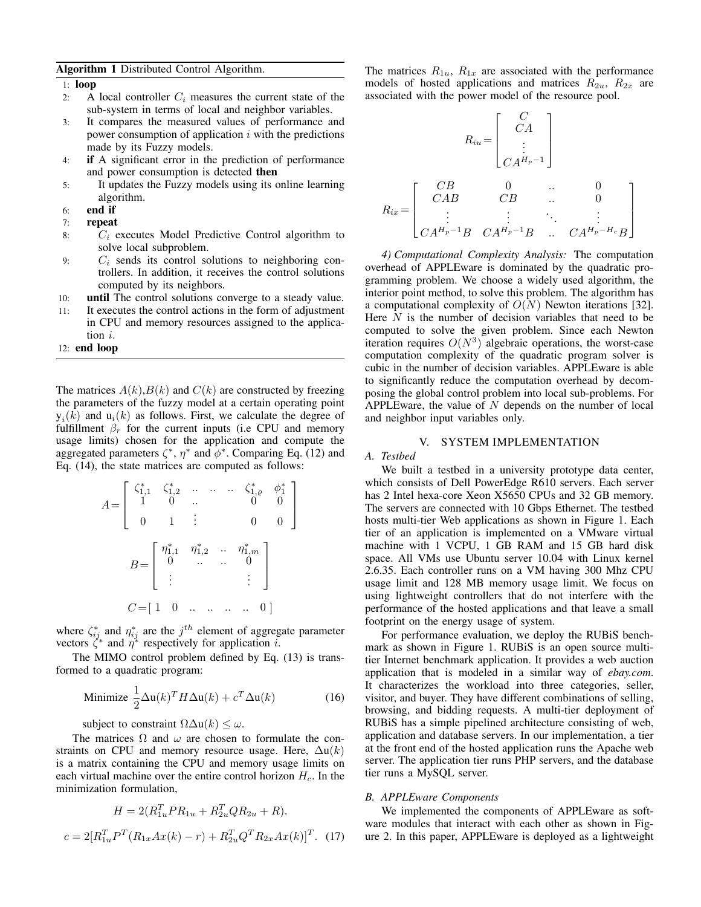**Algorithm 1** Distributed Control Algorithm.

1: **loop**
2: A local controller $C_i$ measures the current state of the sub-system in terms of local and neighbor variables.
3: It compares the measured values of performance and power consumption of application $i$ with the predictions made by its Fuzzy models.
4: **if** A significant error in the prediction of performance and power consumption is detected **then**
5: It updates the Fuzzy models using its online learning algorithm.
6: **end if**
7: **repeat**
8: $C_i$ executes Model Predictive Control algorithm to solve local subproblem.
9: $C_i$ sends its control solutions to neighboring controllers. In addition, it receives the control solutions computed by its neighbors.
10: **until** The control solutions converge to a steady value.
11: It executes the control actions in the form of adjustment in CPU and memory resources assigned to the application $i$.
12: **end loop**

The matrices $A(k)$,$B(k)$ and $C(k)$ are constructed by freezing the parameters of the fuzzy model at a certain operating point $\mathrm{y}_i(k)$ and $\mathrm{u}_i(k)$ as follows. First, we calculate the degree of fulfillment $\beta_r$ for the current inputs (i.e CPU and memory usage limits) chosen for the application and compute the aggregated parameters $\zeta^*$, $\eta^*$ and $\phi^*$. Comparing Eq. (12) and Eq. (14), the state matrices are computed as follows:

$$A = \begin{bmatrix} \zeta^*_{1,1} & \zeta^*_{1,2} & .. & .. & .. & \zeta^*_{1,\varrho} & \phi^*_1 \\ 1 & 0 & .. & & & 0 & 0 \\ 0 & 1 & \vdots & & & 0 & 0 \end{bmatrix}$$

$$B = \begin{bmatrix} \eta^*_{1,1} & \eta^*_{1,2} & .. & \eta^*_{1,m} \\ 0 & .. & .. & 0 \\ \vdots & & & \vdots \end{bmatrix}$$

$$C = \begin{bmatrix} 1 & 0 & .. & .. & .. & .. & 0 \end{bmatrix}$$

where $\zeta^*_{ij}$ and $\eta^*_{ij}$ are the $j^{th}$ element of aggregate parameter vectors $\zeta^*$ and $\eta^*$ respectively for application $i$.

The MIMO control problem defined by Eq. (13) is transformed to a quadratic program:

$$\text{Minimize } \frac{1}{2}\Delta \mathrm{u}(k)^T H \Delta \mathrm{u}(k) + c^T \Delta \mathrm{u}(k) \quad (16)$$

subject to constraint $\Omega \Delta \mathrm{u}(k) \leq \omega$.

The matrices $\Omega$ and $\omega$ are chosen to formulate the constraints on CPU and memory resource usage. Here, $\Delta \mathrm{u}(k)$ is a matrix containing the CPU and memory usage limits on each virtual machine over the entire control horizon $H_c$. In the minimization formulation,

$$H = 2(R_{1u}^T P R_{1u} + R_{2u}^T Q R_{2u} + R).$$

$$c = 2[R_{1u}^T P^T (R_{1x} A x(k) - r) + R_{2u}^T Q^T R_{2x} A x(k)]^T. \quad (17)$$

The matrices $R_{1u}$, $R_{1x}$ are associated with the performance models of hosted applications and matrices $R_{2u}$, $R_{2x}$ are associated with the power model of the resource pool.

$$R_{iu} = \begin{bmatrix} C \\ CA \\ \vdots \\ CA^{H_p - 1} \end{bmatrix}$$

$$R_{ix} = \begin{bmatrix} CB & 0 & .. & 0 \\ CAB & CB & .. & 0 \\ \vdots & \vdots & \ddots & \vdots \\ CA^{H_p-1}B & CA^{H_p-1}B & .. & CA^{H_p-H_c}B \end{bmatrix}$$

*4) Computational Complexity Analysis:* The computation overhead of APPLEware is dominated by the quadratic programming problem. We choose a widely used algorithm, the interior point method, to solve this problem. The algorithm has a computational complexity of $O(N)$ Newton iterations [32]. Here $N$ is the number of decision variables that need to be computed to solve the given problem. Since each Newton iteration requires $O(N^3)$ algebraic operations, the worst-case computation complexity of the quadratic program solver is cubic in the number of decision variables. APPLEware is able to significantly reduce the computation overhead by decomposing the global control problem into local sub-problems. For APPLEware, the value of $N$ depends on the number of local and neighbor input variables only.

## V. SYSTEM IMPLEMENTATION

### *A. Testbed*

We built a testbed in a university prototype data center, which consists of Dell PowerEdge R610 servers. Each server has 2 Intel hexa-core Xeon X5650 CPUs and 32 GB memory. The servers are connected with 10 Gbps Ethernet. The testbed hosts multi-tier Web applications as shown in Figure 1. Each tier of an application is implemented on a VMware virtual machine with 1 VCPU, 1 GB RAM and 15 GB hard disk space. All VMs use Ubuntu server 10.04 with Linux kernel 2.6.35. Each controller runs on a VM having 300 Mhz CPU usage limit and 128 MB memory usage limit. We focus on using lightweight controllers that do not interfere with the performance of the hosted applications and that leave a small footprint on the energy usage of system.

For performance evaluation, we deploy the RUBiS benchmark as shown in Figure 1. RUBiS is an open source multi-tier Internet benchmark application. It provides a web auction application that is modeled in a similar way of *ebay.com*. It characterizes the workload into three categories, seller, visitor, and buyer. They have different combinations of selling, browsing, and bidding requests. A multi-tier deployment of RUBiS has a simple pipelined architecture consisting of web, application and database servers. In our implementation, a tier at the front end of the hosted application runs the Apache web server. The application tier runs PHP servers, and the database tier runs a MySQL server.

### *B. APPLEware Components*

We implemented the components of APPLEware as software modules that interact with each other as shown in Figure 2. In this paper, APPLEware is deployed as a lightweight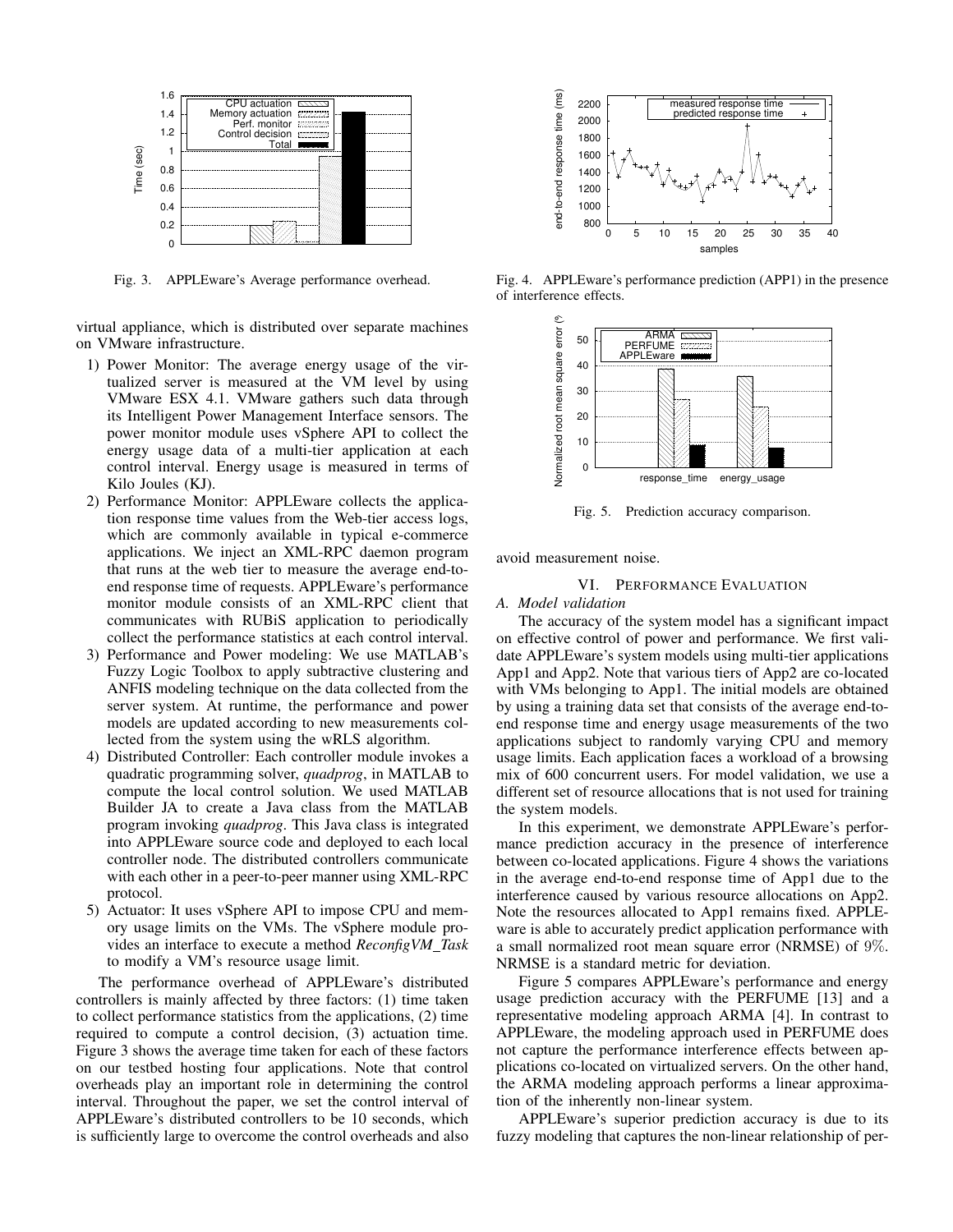Fig. 3. APPLEware's Average performance overhead.

Fig. 4. APPLEware's performance prediction (APP1) in the presence of interference effects.

Fig. 5. Prediction accuracy comparison.

virtual appliance, which is distributed over separate machines on VMware infrastructure.

1) Power Monitor: The average energy usage of the virtualized server is measured at the VM level by using VMware ESX 4.1. VMware gathers such data through its Intelligent Power Management Interface sensors. The power monitor module uses vSphere API to collect the energy usage data of a multi-tier application at each control interval. Energy usage is measured in terms of Kilo Joules (KJ).
2) Performance Monitor: APPLEware collects the application response time values from the Web-tier access logs, which are commonly available in typical e-commerce applications. We inject an XML-RPC daemon program that runs at the web tier to measure the average end-to-end response time of requests. APPLEware's performance monitor module consists of an XML-RPC client that communicates with RUBiS application to periodically collect the performance statistics at each control interval.
3) Performance and Power modeling: We use MATLAB's Fuzzy Logic Toolbox to apply subtractive clustering and ANFIS modeling technique on the data collected from the server system. At runtime, the performance and power models are updated according to new measurements collected from the system using the wRLS algorithm.
4) Distributed Controller: Each controller module invokes a quadratic programming solver, *quadprog*, in MATLAB to compute the local control solution. We used MATLAB Builder JA to create a Java class from the MATLAB program invoking *quadprog*. This Java class is integrated into APPLEware source code and deployed to each local controller node. The distributed controllers communicate with each other in a peer-to-peer manner using XML-RPC protocol.
5) Actuator: It uses vSphere API to impose CPU and memory usage limits on the VMs. The vSphere module provides an interface to execute a method *ReconfigVM_Task* to modify a VM's resource usage limit.

The performance overhead of APPLEware's distributed controllers is mainly affected by three factors: (1) time taken to collect performance statistics from the applications, (2) time required to compute a control decision, (3) actuation time. Figure 3 shows the average time taken for each of these factors on our testbed hosting four applications. Note that control overheads play an important role in determining the control interval. Throughout the paper, we set the control interval of APPLEware's distributed controllers to be 10 seconds, which is sufficiently large to overcome the control overheads and also avoid measurement noise.

## VI. Performance Evaluation

### A. Model validation

The accuracy of the system model has a significant impact on effective control of power and performance. We first validate APPLEware's system models using multi-tier applications App1 and App2. Note that various tiers of App2 are co-located with VMs belonging to App1. The initial models are obtained by using a training data set that consists of the average end-to-end response time and energy usage measurements of the two applications subject to randomly varying CPU and memory usage limits. Each application faces a workload of a browsing mix of 600 concurrent users. For model validation, we use a different set of resource allocations that is not used for training the system models.

In this experiment, we demonstrate APPLEware's performance prediction accuracy in the presence of interference between co-located applications. Figure 4 shows the variations in the average end-to-end response time of App1 due to the interference caused by various resource allocations on App2. Note the resources allocated to App1 remains fixed. APPLEware is able to accurately predict application performance with a small normalized root mean square error (NRMSE) of $9\%$. NRMSE is a standard metric for deviation.

Figure 5 compares APPLEware's performance and energy usage prediction accuracy with the PERFUME [13] and a representative modeling approach ARMA [4]. In contrast to APPLEware, the modeling approach used in PERFUME does not capture the performance interference effects between applications co-located on virtualized servers. On the other hand, the ARMA modeling approach performs a linear approximation of the inherently non-linear system.

APPLEware's superior prediction accuracy is due to its fuzzy modeling that captures the non-linear relationship of per-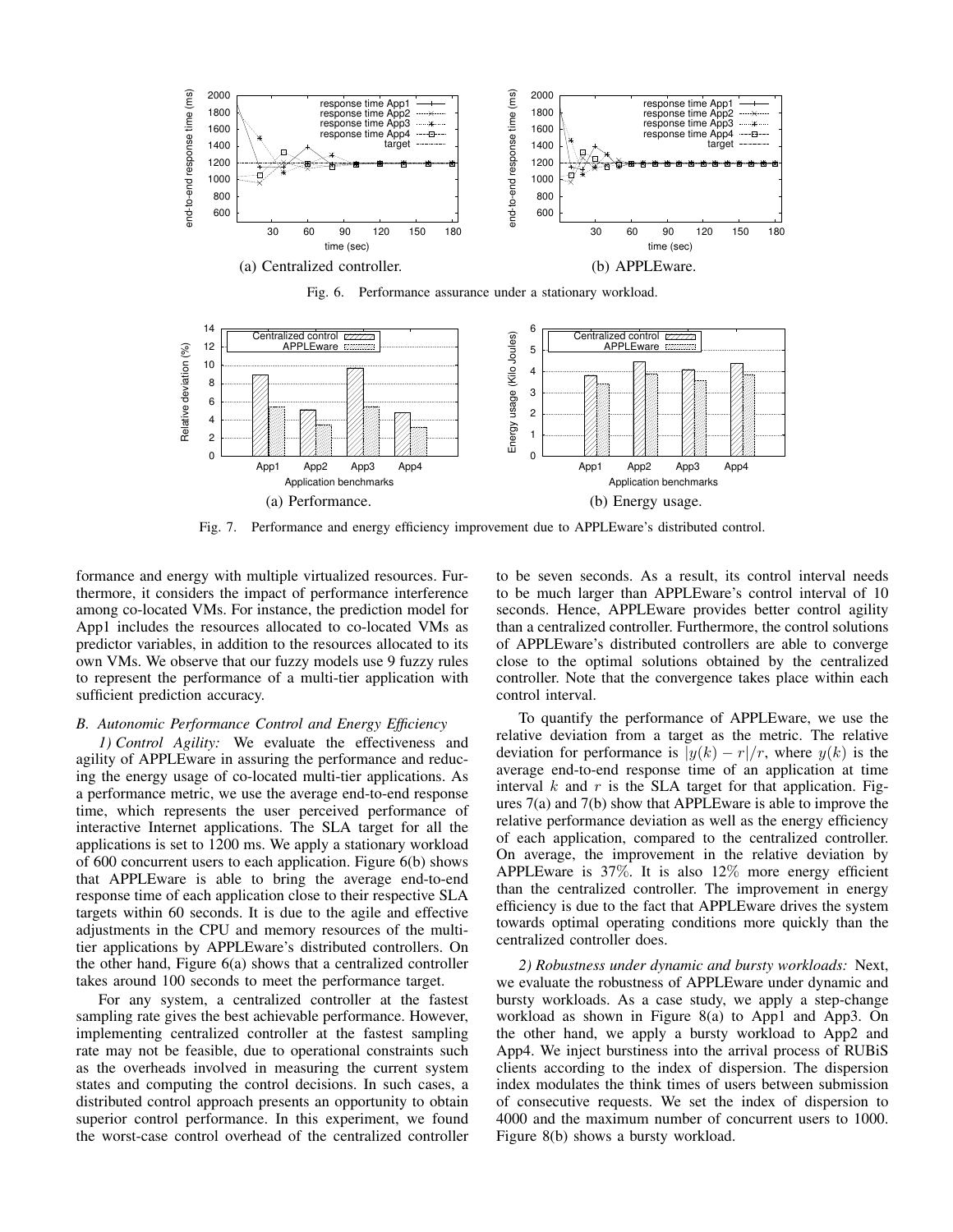(a) Centralized controller. (b) APPLEware.

Fig. 6. Performance assurance under a stationary workload.

(a) Performance. (b) Energy usage.

Fig. 7. Performance and energy efficiency improvement due to APPLEware's distributed control.

formance and energy with multiple virtualized resources. Furthermore, it considers the impact of performance interference among co-located VMs. For instance, the prediction model for App1 includes the resources allocated to co-located VMs as predictor variables, in addition to the resources allocated to its own VMs. We observe that our fuzzy models use 9 fuzzy rules to represent the performance of a multi-tier application with sufficient prediction accuracy.

### *B. Autonomic Performance Control and Energy Efficiency*

*1) Control Agility:* We evaluate the effectiveness and agility of APPLEware in assuring the performance and reducing the energy usage of co-located multi-tier applications. As a performance metric, we use the average end-to-end response time, which represents the user perceived performance of interactive Internet applications. The SLA target for all the applications is set to 1200 ms. We apply a stationary workload of 600 concurrent users to each application. Figure 6(b) shows that APPLEware is able to bring the average end-to-end response time of each application close to their respective SLA targets within 60 seconds. It is due to the agile and effective adjustments in the CPU and memory resources of the multi-tier applications by APPLEware's distributed controllers. On the other hand, Figure 6(a) shows that a centralized controller takes around 100 seconds to meet the performance target.

For any system, a centralized controller at the fastest sampling rate gives the best achievable performance. However, implementing centralized controller at the fastest sampling rate may not be feasible, due to operational constraints such as the overheads involved in measuring the current system states and computing the control decisions. In such cases, a distributed control approach presents an opportunity to obtain superior control performance. In this experiment, we found the worst-case control overhead of the centralized controller to be seven seconds. As a result, its control interval needs to be much larger than APPLEware's control interval of 10 seconds. Hence, APPLEware provides better control agility than a centralized controller. Furthermore, the control solutions of APPLEware's distributed controllers are able to converge close to the optimal solutions obtained by the centralized controller. Note that the convergence takes place within each control interval.

To quantify the performance of APPLEware, we use the relative deviation from a target as the metric. The relative deviation for performance is $|y(k) - r|/r$, where $y(k)$ is the average end-to-end response time of an application at time interval $k$ and $r$ is the SLA target for that application. Figures 7(a) and 7(b) show that APPLEware is able to improve the relative performance deviation as well as the energy efficiency of each application, compared to the centralized controller. On average, the improvement in the relative deviation by APPLEware is 37%. It is also 12% more energy efficient than the centralized controller. The improvement in energy efficiency is due to the fact that APPLEware drives the system towards optimal operating conditions more quickly than the centralized controller does.

*2) Robustness under dynamic and bursty workloads:* Next, we evaluate the robustness of APPLEware under dynamic and bursty workloads. As a case study, we apply a step-change workload as shown in Figure 8(a) to App1 and App3. On the other hand, we apply a bursty workload to App2 and App4. We inject burstiness into the arrival process of RUBiS clients according to the index of dispersion. The dispersion index modulates the think times of users between submission of consecutive requests. We set the index of dispersion to 4000 and the maximum number of concurrent users to 1000. Figure 8(b) shows a bursty workload.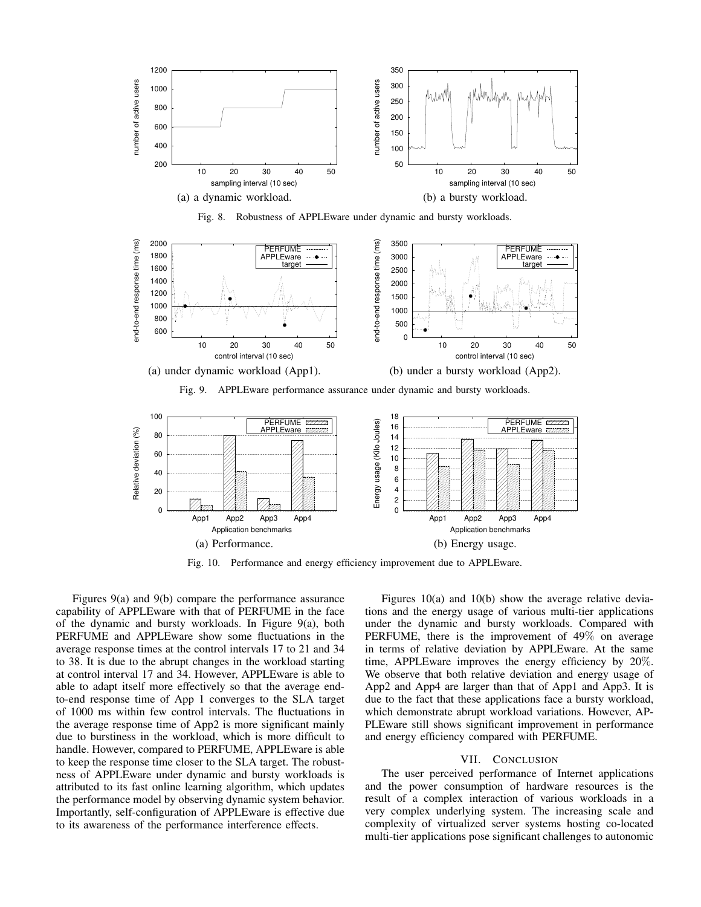(a) a dynamic workload.

(b) a bursty workload.

Fig. 8. Robustness of APPLEware under dynamic and bursty workloads.

(a) under dynamic workload (App1).

(b) under a bursty workload (App2).

Fig. 9. APPLEware performance assurance under dynamic and bursty workloads.

(a) Performance.

(b) Energy usage.

Fig. 10. Performance and energy efficiency improvement due to APPLEware.

Figures 9(a) and 9(b) compare the performance assurance capability of APPLEware with that of PERFUME in the face of the dynamic and bursty workloads. In Figure 9(a), both PERFUME and APPLEware show some fluctuations in the average response times at the control intervals 17 to 21 and 34 to 38. It is due to the abrupt changes in the workload starting at control interval 17 and 34. However, APPLEware is able to able to adapt itself more effectively so that the average end-to-end response time of App 1 converges to the SLA target of 1000 ms within few control intervals. The fluctuations in the average response time of App2 is more significant mainly due to burstiness in the workload, which is more difficult to handle. However, compared to PERFUME, APPLEware is able to keep the response time closer to the SLA target. The robustness of APPLEware under dynamic and bursty workloads is attributed to its fast online learning algorithm, which updates the performance model by observing dynamic system behavior. Importantly, self-configuration of APPLEware is effective due to its awareness of the performance interference effects.

Figures 10(a) and 10(b) show the average relative deviations and the energy usage of various multi-tier applications under the dynamic and bursty workloads. Compared with PERFUME, there is the improvement of 49% on average in terms of relative deviation by APPLEware. At the same time, APPLEware improves the energy efficiency by 20%. We observe that both relative deviation and energy usage of App2 and App4 are larger than that of App1 and App3. It is due to the fact that these applications face a bursty workload, which demonstrate abrupt workload variations. However, APPLEware still shows significant improvement in performance and energy efficiency compared with PERFUME.

## VII. Conclusion

The user perceived performance of Internet applications and the power consumption of hardware resources is the result of a complex interaction of various workloads in a very complex underlying system. The increasing scale and complexity of virtualized server systems hosting co-located multi-tier applications pose significant challenges to autonomic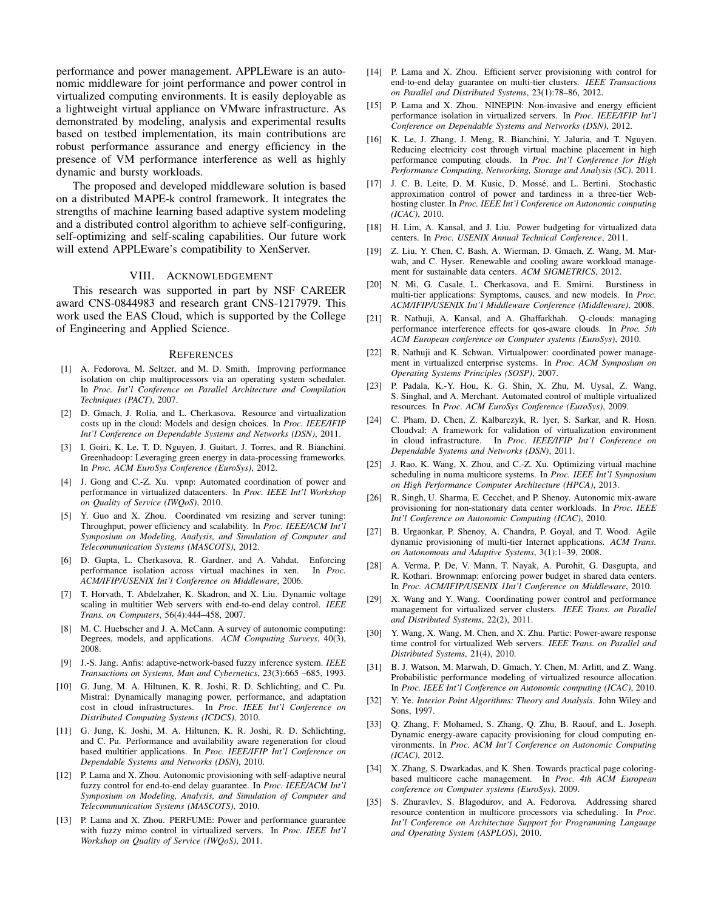performance and power management. APPLEware is an autonomic middleware for joint performance and power control in virtualized computing environments. It is easily deployable as a lightweight virtual appliance on VMware infrastructure. As demonstrated by modeling, analysis and experimental results based on testbed implementation, its main contributions are robust performance assurance and energy efficiency in the presence of VM performance interference as well as highly dynamic and bursty workloads.

The proposed and developed middleware solution is based on a distributed MAPE-k control framework. It integrates the strengths of machine learning based adaptive system modeling and a distributed control algorithm to achieve self-configuring, self-optimizing and self-scaling capabilities. Our future work will extend APPLEware's compatibility to XenServer.

## VIII. Acknowledgement

This research was supported in part by NSF CAREER award CNS-0844983 and research grant CNS-1217979. This work used the EAS Cloud, which is supported by the College of Engineering and Applied Science.

## References

[1] A. Fedorova, M. Seltzer, and M. D. Smith. Improving performance isolation on chip multiprocessors via an operating system scheduler. In *Proc. Int'l Conference on Parallel Architecture and Compilation Techniques (PACT)*, 2007.

[2] D. Gmach, J. Rolia, and L. Cherkasova. Resource and virtualization costs up in the cloud: Models and design choices. In *Proc. IEEE/IFIP Int'l Conference on Dependable Systems and Networks (DSN)*, 2011.

[3] I. Goiri, K. Le, T. D. Nguyen, J. Guitart, J. Torres, and R. Bianchini. Greenhadoop: Leveraging green energy in data-processing frameworks. In *Proc. ACM EuroSys Conference (EuroSys)*, 2012.

[4] J. Gong and C.-Z. Xu. vpnp: Automated coordination of power and performance in virtualized datacenters. In *Proc. IEEE Int'l Workshop on Quality of Service (IWQoS)*, 2010.

[5] Y. Guo and X. Zhou. Coordinated vm resizing and server tuning: Throughput, power efficiency and scalability. In *Proc. IEEE/ACM Int'l Symposium on Modeling, Analysis, and Simulation of Computer and Telecommunication Systems (MASCOTS)*, 2012.

[6] D. Gupta, L. Cherkasova, R. Gardner, and A. Vahdat. Enforcing performance isolation across virtual machines in xen. In *Proc. ACM/IFIP/USENIX Int'l Conference on Middleware*, 2006.

[7] T. Horvath, T. Abdelzaher, K. Skadron, and X. Liu. Dynamic voltage scaling in multitier Web servers with end-to-end delay control. *IEEE Trans. on Computers*, 56(4):444–458, 2007.

[8] M. C. Huebscher and J. A. McCann. A survey of autonomic computing: Degrees, models, and applications. *ACM Computing Surveys*, 40(3), 2008.

[9] J.-S. Jang. Anfis: adaptive-network-based fuzzy inference system. *IEEE Transactions on Systems, Man and Cybernetics*, 23(3):665 –685, 1993.

[10] G. Jung, M. A. Hiltunen, K. R. Joshi, R. D. Schlichting, and C. Pu. Mistral: Dynamically managing power, performance, and adaptation cost in cloud infrastructures. In *Proc. IEEE Int'l Conference on Distributed Computing Systems (ICDCS)*, 2010.

[11] G. Jung, K. Joshi, M. A. Hiltunen, K. R. Joshi, R. D. Schlichting, and C. Pu. Performance and availability aware regeneration for cloud based multitier applications. In *Proc. IEEE/IFIP Int'l Conference on Dependable Systems and Networks (DSN)*, 2010.

[12] P. Lama and X. Zhou. Autonomic provisioning with self-adaptive neural fuzzy control for end-to-end delay guarantee. In *Proc. IEEE/ACM Int'l Symposium on Modeling, Analysis, and Simulation of Computer and Telecommunication Systems (MASCOTS)*, 2010.

[13] P. Lama and X. Zhou. PERFUME: Power and performance guarantee with fuzzy mimo control in virtualized servers. In *Proc. IEEE Int'l Workshop on Quality of Service (IWQoS)*, 2011.

[14] P. Lama and X. Zhou. Efficient server provisioning with control for end-to-end delay guarantee on multi-tier clusters. *IEEE Transactions on Parallel and Distributed Systems*, 23(1):78–86, 2012.

[15] P. Lama and X. Zhou. NINEPIN: Non-invasive and energy efficient performance isolation in virtualized servers. In *Proc. IEEE/IFIP Int'l Conference on Dependable Systems and Networks (DSN)*, 2012.

[16] K. Le, J. Zhang, J. Meng, R. Bianchini, Y. Jaluria, and T. Nguyen. Reducing electricity cost through virtual machine placement in high performance computing clouds. In *Proc. Int'l Conference for High Performance Computing, Networking, Storage and Analysis (SC)*, 2011.

[17] J. C. B. Leite, D. M. Kusic, D. Mossé, and L. Bertini. Stochastic approximation control of power and tardiness in a three-tier Web-hosting cluster. In *Proc. IEEE Int'l Conference on Autonomic computing (ICAC)*, 2010.

[18] H. Lim, A. Kansal, and J. Liu. Power budgeting for virtualized data centers. In *Proc. USENIX Annual Technical Conference*, 2011.

[19] Z. Liu, Y. Chen, C. Bash, A. Wierman, D. Gmach, Z. Wang, M. Marwah, and C. Hyser. Renewable and cooling aware workload management for sustainable data centers. *ACM SIGMETRICS*, 2012.

[20] N. Mi, G. Casale, L. Cherkasova, and E. Smirni. Burstiness in multi-tier applications: Symptoms, causes, and new models. In *Proc. ACM/IFIP/USENIX Int'l Middleware Conference (Middleware)*, 2008.

[21] R. Nathuji, A. Kansal, and A. Ghaffarkhah. Q-clouds: managing performance interference effects for qos-aware clouds. In *Proc. 5th ACM European conference on Computer systems (EuroSys)*, 2010.

[22] R. Nathuji and K. Schwan. Virtualpower: coordinated power management in virtualized enterprise systems. In *Proc. ACM Symposium on Operating Systems Principles (SOSP)*, 2007.

[23] P. Padala, K.-Y. Hou, K. G. Shin, X. Zhu, M. Uysal, Z. Wang, S. Singhal, and A. Merchant. Automated control of multiple virtualized resources. In *Proc. ACM EuroSys Conference (EuroSys)*, 2009.

[24] C. Pham, D. Chen, Z. Kalbarczyk, R. Iyer, S. Sarkar, and R. Hosn. Cloudval: A framework for validation of virtualization environment in cloud infrastructure. In *Proc. IEEE/IFIP Int'l Conference on Dependable Systems and Networks (DSN)*, 2011.

[25] J. Rao, K. Wang, X. Zhou, and C.-Z. Xu. Optimizing virtual machine scheduling in numa multicore systems. In *Proc. IEEE Int'l Symposium on High Performance Computer Architecture (HPCA)*, 2013.

[26] R. Singh, U. Sharma, E. Cecchet, and P. Shenoy. Autonomic mix-aware provisioning for non-stationary data center workloads. In *Proc. IEEE Int'l Conference on Autonomic Computing (ICAC)*, 2010.

[27] B. Urgaonkar, P. Shenoy, A. Chandra, P. Goyal, and T. Wood. Agile dynamic provisioning of multi-tier Internet applications. *ACM Trans. on Autonomous and Adaptive Systems*, 3(1):1–39, 2008.

[28] A. Verma, P. De, V. Mann, T. Nayak, A. Purohit, G. Dasgupta, and R. Kothari. Brownmap: enforcing power budget in shared data centers. In *Proc. ACM/IFIP/USENIX 1Int'l Conference on Middleware*, 2010.

[29] X. Wang and Y. Wang. Coordinating power control and performance management for virtualized server clusters. *IEEE Trans. on Parallel and Distributed Systems*, 22(2), 2011.

[30] Y. Wang, X. Wang, M. Chen, and X. Zhu. Partic: Power-aware response time control for virtualized Web servers. *IEEE Trans. on Parallel and Distributed Systems*, 21(4), 2010.

[31] B. J. Watson, M. Marwah, D. Gmach, Y. Chen, M. Arlitt, and Z. Wang. Probabilistic performance modeling of virtualized resource allocation. In *Proc. IEEE Int'l Conference on Autonomic computing (ICAC)*, 2010.

[32] Y. Ye. *Interior Point Algorithms: Theory and Analysis*. John Wiley and Sons, 1997.

[33] Q. Zhang, F. Mohamed, S. Zhang, Q. Zhu, B. Raouf, and L. Joseph. Dynamic energy-aware capacity provisioning for cloud computing environments. In *Proc. ACM Int'l Conference on Autonomic Computing (ICAC)*, 2012.

[34] X. Zhang, S. Dwarkadas, and K. Shen. Towards practical page coloring-based multicore cache management. In *Proc. 4th ACM European conference on Computer systems (EuroSys)*, 2009.

[35] S. Zhuravlev, S. Blagodurov, and A. Fedorova. Addressing shared resource contention in multicore processors via scheduling. In *Proc. Int'l Conference on Architecture Support for Programming Language and Operating System (ASPLOS)*, 2010.